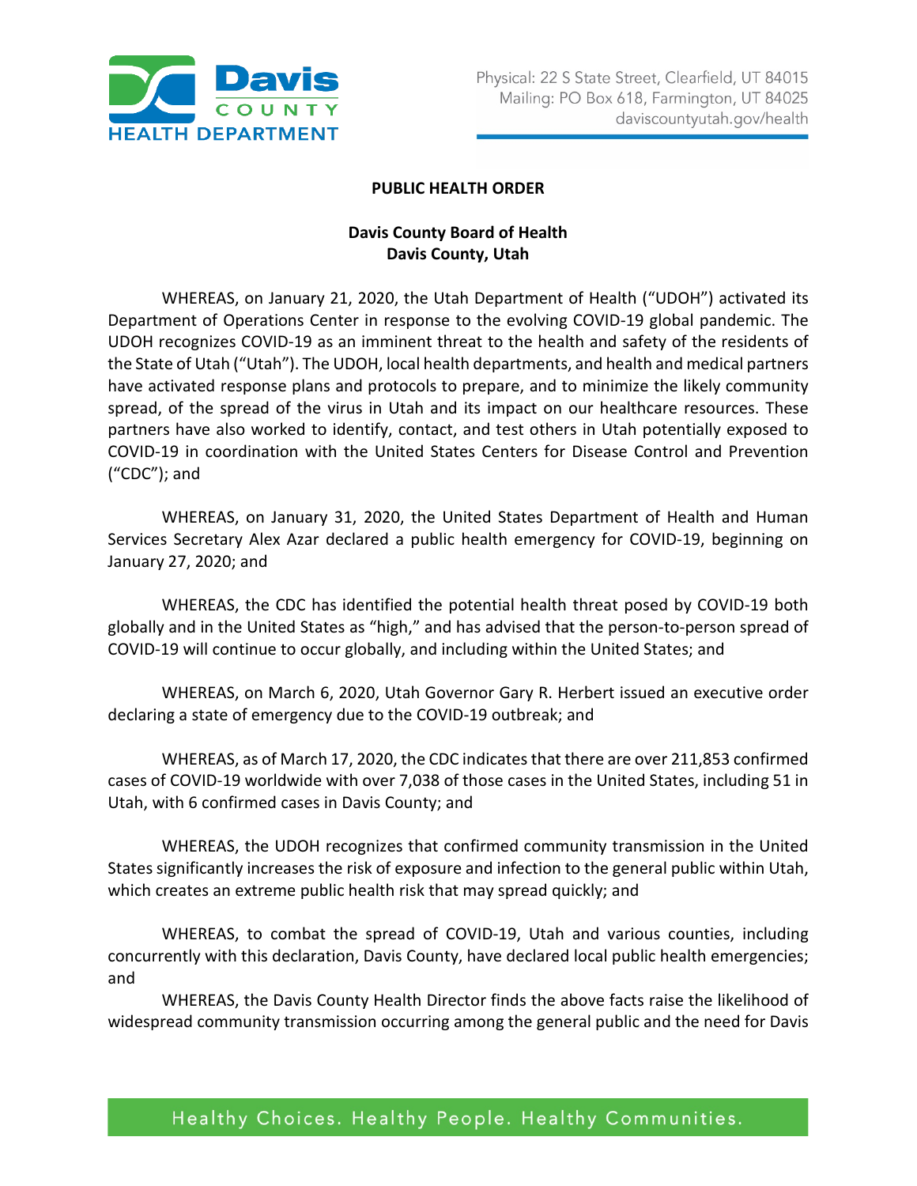**PUBLIC HEALTH ORDER**

**Davis County Board of Health**
**Davis County, Utah**

WHEREAS, on January 21, 2020, the Utah Department of Health ("UDOH") activated its Department of Operations Center in response to the evolving COVID-19 global pandemic. The UDOH recognizes COVID-19 as an imminent threat to the health and safety of the residents of the State of Utah ("Utah"). The UDOH, local health departments, and health and medical partners have activated response plans and protocols to prepare, and to minimize the likely community spread, of the spread of the virus in Utah and its impact on our healthcare resources. These partners have also worked to identify, contact, and test others in Utah potentially exposed to COVID-19 in coordination with the United States Centers for Disease Control and Prevention ("CDC"); and

WHEREAS, on January 31, 2020, the United States Department of Health and Human Services Secretary Alex Azar declared a public health emergency for COVID-19, beginning on January 27, 2020; and

WHEREAS, the CDC has identified the potential health threat posed by COVID-19 both globally and in the United States as "high," and has advised that the person-to-person spread of COVID-19 will continue to occur globally, and including within the United States; and

WHEREAS, on March 6, 2020, Utah Governor Gary R. Herbert issued an executive order declaring a state of emergency due to the COVID-19 outbreak; and

WHEREAS, as of March 17, 2020, the CDC indicates that there are over 211,853 confirmed cases of COVID-19 worldwide with over 7,038 of those cases in the United States, including 51 in Utah, with 6 confirmed cases in Davis County; and

WHEREAS, the UDOH recognizes that confirmed community transmission in the United States significantly increases the risk of exposure and infection to the general public within Utah, which creates an extreme public health risk that may spread quickly; and

WHEREAS, to combat the spread of COVID-19, Utah and various counties, including concurrently with this declaration, Davis County, have declared local public health emergencies; and

WHEREAS, the Davis County Health Director finds the above facts raise the likelihood of widespread community transmission occurring among the general public and the need for Davis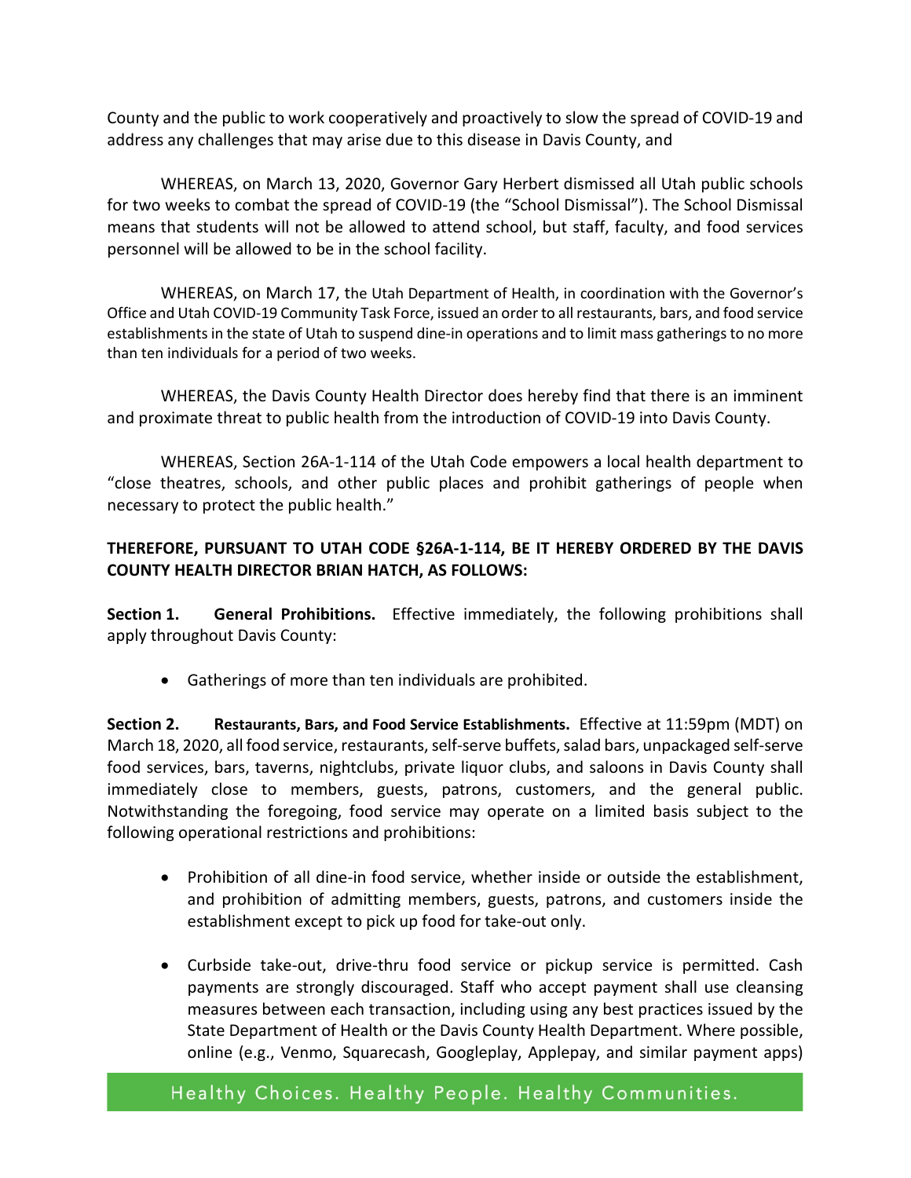County and the public to work cooperatively and proactively to slow the spread of COVID-19 and address any challenges that may arise due to this disease in Davis County, and

WHEREAS, on March 13, 2020, Governor Gary Herbert dismissed all Utah public schools for two weeks to combat the spread of COVID-19 (the "School Dismissal"). The School Dismissal means that students will not be allowed to attend school, but staff, faculty, and food services personnel will be allowed to be in the school facility.

WHEREAS, on March 17, the Utah Department of Health, in coordination with the Governor's Office and Utah COVID-19 Community Task Force, issued an order to all restaurants, bars, and food service establishments in the state of Utah to suspend dine-in operations and to limit mass gatherings to no more than ten individuals for a period of two weeks.

WHEREAS, the Davis County Health Director does hereby find that there is an imminent and proximate threat to public health from the introduction of COVID-19 into Davis County.

WHEREAS, Section 26A-1-114 of the Utah Code empowers a local health department to "close theatres, schools, and other public places and prohibit gatherings of people when necessary to protect the public health."

**THEREFORE, PURSUANT TO UTAH CODE §26A-1-114, BE IT HEREBY ORDERED BY THE DAVIS COUNTY HEALTH DIRECTOR BRIAN HATCH, AS FOLLOWS:**

**Section 1. General Prohibitions.** Effective immediately, the following prohibitions shall apply throughout Davis County:

- Gatherings of more than ten individuals are prohibited.

**Section 2. Restaurants, Bars, and Food Service Establishments.** Effective at 11:59pm (MDT) on March 18, 2020, all food service, restaurants, self-serve buffets, salad bars, unpackaged self-serve food services, bars, taverns, nightclubs, private liquor clubs, and saloons in Davis County shall immediately close to members, guests, patrons, customers, and the general public. Notwithstanding the foregoing, food service may operate on a limited basis subject to the following operational restrictions and prohibitions:

- Prohibition of all dine-in food service, whether inside or outside the establishment, and prohibition of admitting members, guests, patrons, and customers inside the establishment except to pick up food for take-out only.
- Curbside take-out, drive-thru food service or pickup service is permitted. Cash payments are strongly discouraged. Staff who accept payment shall use cleansing measures between each transaction, including using any best practices issued by the State Department of Health or the Davis County Health Department. Where possible, online (e.g., Venmo, Squarecash, Googleplay, Applepay, and similar payment apps)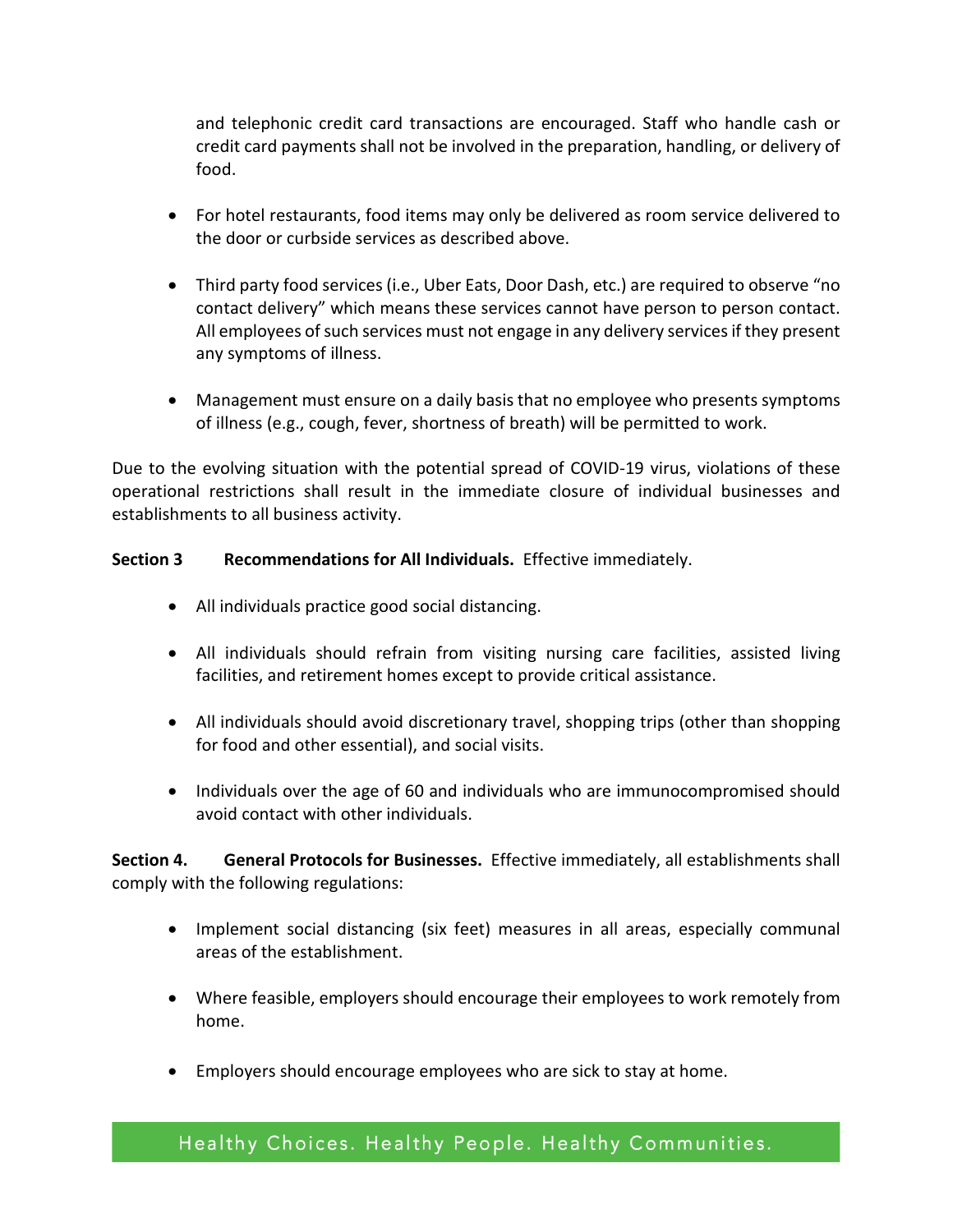and telephonic credit card transactions are encouraged. Staff who handle cash or credit card payments shall not be involved in the preparation, handling, or delivery of food.

- For hotel restaurants, food items may only be delivered as room service delivered to the door or curbside services as described above.

- Third party food services (i.e., Uber Eats, Door Dash, etc.) are required to observe "no contact delivery" which means these services cannot have person to person contact. All employees of such services must not engage in any delivery services if they present any symptoms of illness.

- Management must ensure on a daily basis that no employee who presents symptoms of illness (e.g., cough, fever, shortness of breath) will be permitted to work.

Due to the evolving situation with the potential spread of COVID-19 virus, violations of these operational restrictions shall result in the immediate closure of individual businesses and establishments to all business activity.

**Section 3 Recommendations for All Individuals.** Effective immediately.

- All individuals practice good social distancing.

- All individuals should refrain from visiting nursing care facilities, assisted living facilities, and retirement homes except to provide critical assistance.

- All individuals should avoid discretionary travel, shopping trips (other than shopping for food and other essential), and social visits.

- Individuals over the age of 60 and individuals who are immunocompromised should avoid contact with other individuals.

**Section 4. General Protocols for Businesses.** Effective immediately, all establishments shall comply with the following regulations:

- Implement social distancing (six feet) measures in all areas, especially communal areas of the establishment.

- Where feasible, employers should encourage their employees to work remotely from home.

- Employers should encourage employees who are sick to stay at home.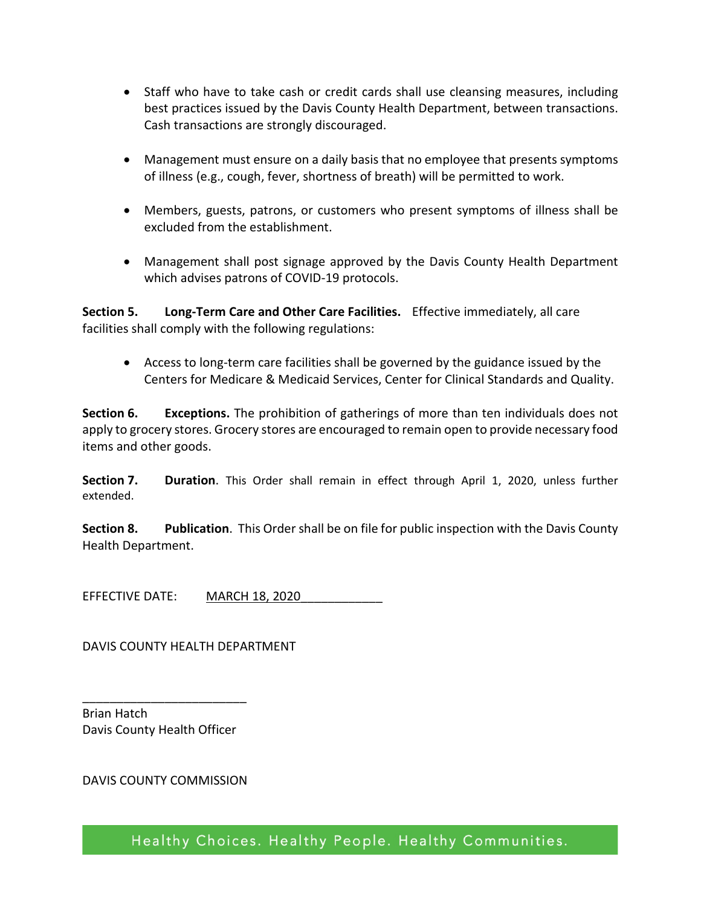- Staff who have to take cash or credit cards shall use cleansing measures, including best practices issued by the Davis County Health Department, between transactions. Cash transactions are strongly discouraged.

- Management must ensure on a daily basis that no employee that presents symptoms of illness (e.g., cough, fever, shortness of breath) will be permitted to work.

- Members, guests, patrons, or customers who present symptoms of illness shall be excluded from the establishment.

- Management shall post signage approved by the Davis County Health Department which advises patrons of COVID-19 protocols.

**Section 5. Long-Term Care and Other Care Facilities.** Effective immediately, all care facilities shall comply with the following regulations:

- Access to long-term care facilities shall be governed by the guidance issued by the Centers for Medicare & Medicaid Services, Center for Clinical Standards and Quality.

**Section 6. Exceptions.** The prohibition of gatherings of more than ten individuals does not apply to grocery stores. Grocery stores are encouraged to remain open to provide necessary food items and other goods.

**Section 7. Duration**. This Order shall remain in effect through April 1, 2020, unless further extended.

**Section 8. Publication**. This Order shall be on file for public inspection with the Davis County Health Department.

EFFECTIVE DATE: MARCH 18, 2020____________

DAVIS COUNTY HEALTH DEPARTMENT

________________________
Brian Hatch
Davis County Health Officer

DAVIS COUNTY COMMISSION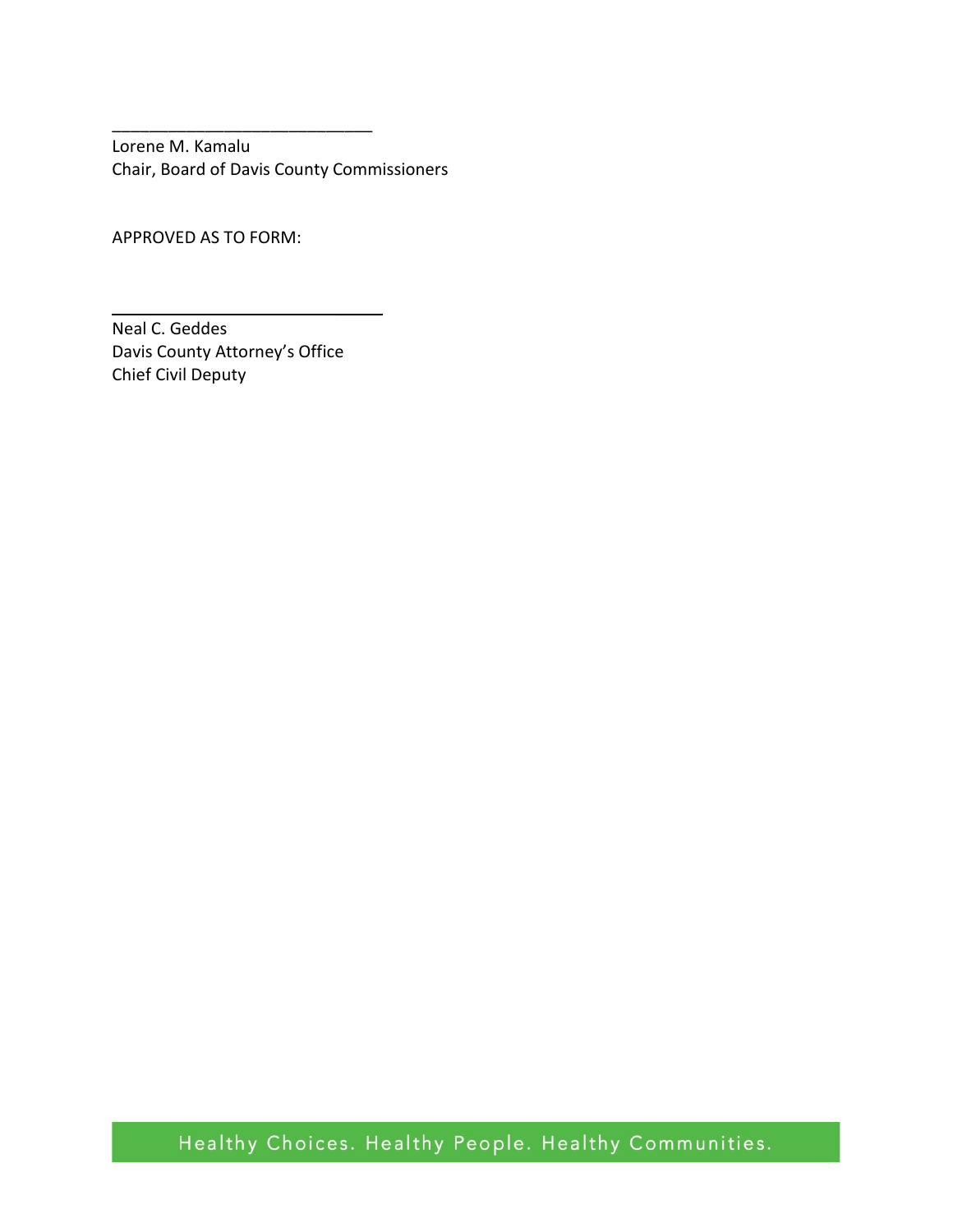\_\_\_\_\_\_\_\_\_\_\_\_\_\_\_\_\_\_\_\_\_\_\_\_\_\_\_\_

Lorene M. Kamalu  
Chair, Board of Davis County Commissioners

APPROVED AS TO FORM:

\_\_\_\_\_\_\_\_\_\_\_\_\_\_\_\_\_\_\_\_\_\_\_\_\_\_\_\_

Neal C. Geddes  
Davis County Attorney's Office  
Chief Civil Deputy